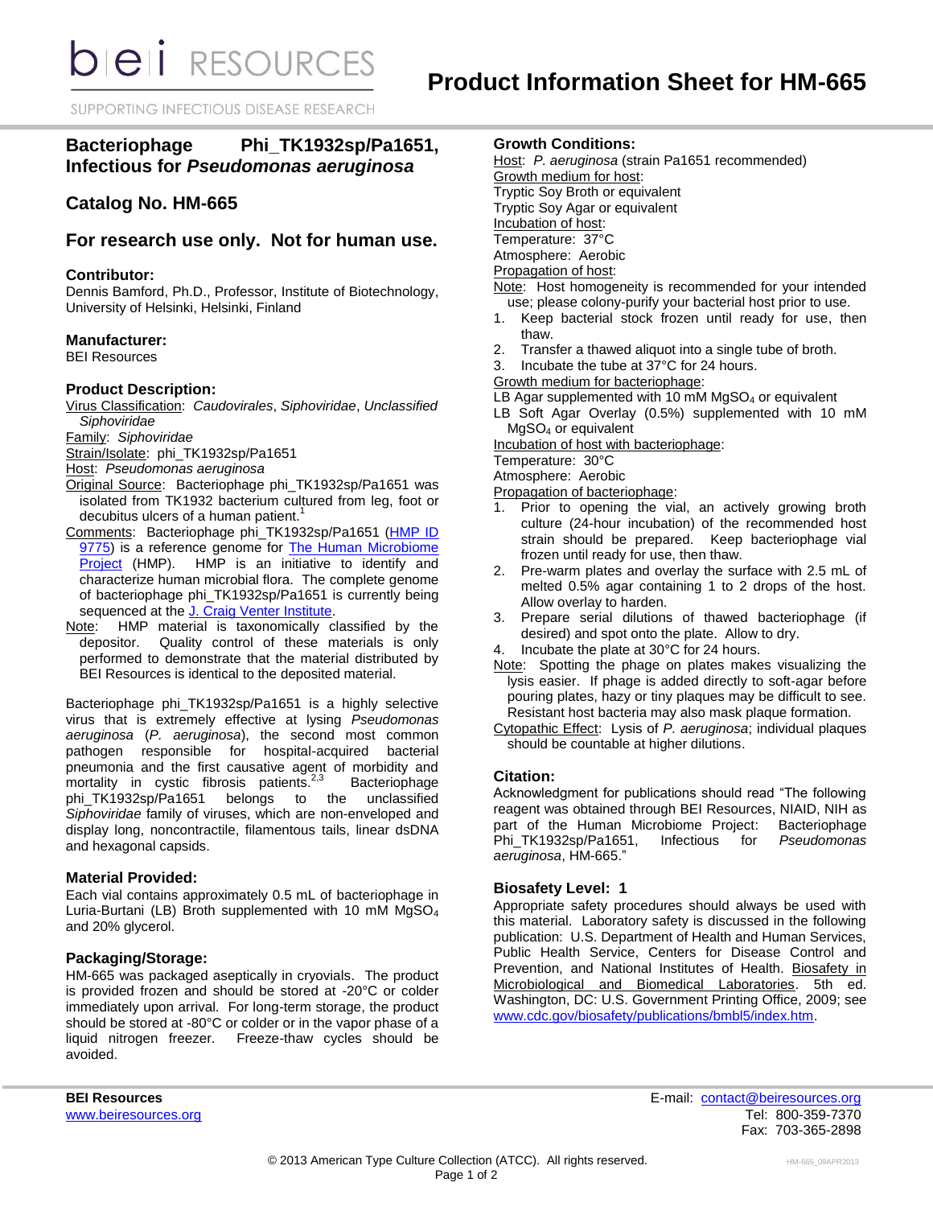# Product Information Sheet for HM-665

## Bacteriophage Phi_TK1932sp/Pa1651, Infectious for *Pseudomonas aeruginosa*

## Catalog No. HM-665

## For research use only. Not for human use.

### Contributor:

Dennis Bamford, Ph.D., Professor, Institute of Biotechnology, University of Helsinki, Helsinki, Finland

### Manufacturer:

BEI Resources

### Product Description:

Virus Classification: *Caudovirales*, *Siphoviridae*, *Unclassified Siphoviridae*

Family: *Siphoviridae*

Strain/Isolate: phi_TK1932sp/Pa1651

Host: *Pseudomonas aeruginosa*

Original Source: Bacteriophage phi_TK1932sp/Pa1651 was isolated from TK1932 bacterium cultured from leg, foot or decubitus ulcers of a human patient.[1]

Comments: Bacteriophage phi_TK1932sp/Pa1651 (HMP ID 9775) is a reference genome for The Human Microbiome Project (HMP). HMP is an initiative to identify and characterize human microbial flora. The complete genome of bacteriophage phi_TK1932sp/Pa1651 is currently being sequenced at the J. Craig Venter Institute.

Note: HMP material is taxonomically classified by the depositor. Quality control of these materials is only performed to demonstrate that the material distributed by BEI Resources is identical to the deposited material.

Bacteriophage phi_TK1932sp/Pa1651 is a highly selective virus that is extremely effective at lysing *Pseudomonas aeruginosa* (*P. aeruginosa*), the second most common pathogen responsible for hospital-acquired bacterial pneumonia and the first causative agent of morbidity and mortality in cystic fibrosis patients.[2,3] Bacteriophage phi_TK1932sp/Pa1651 belongs to the unclassified *Siphoviridae* family of viruses, which are non-enveloped and display long, noncontractile, filamentous tails, linear dsDNA and hexagonal capsids.

### Material Provided:

Each vial contains approximately 0.5 mL of bacteriophage in Luria-Burtani (LB) Broth supplemented with 10 mM $MgSO_4$ and 20% glycerol.

### Packaging/Storage:

HM-665 was packaged aseptically in cryovials. The product is provided frozen and should be stored at -20°C or colder immediately upon arrival. For long-term storage, the product should be stored at -80°C or colder or in the vapor phase of a liquid nitrogen freezer. Freeze-thaw cycles should be avoided.

### Growth Conditions:

Host: *P. aeruginosa* (strain Pa1651 recommended)

Growth medium for host:
Tryptic Soy Broth or equivalent
Tryptic Soy Agar or equivalent

Incubation of host:
Temperature: 37°C
Atmosphere: Aerobic

Propagation of host:

Note: Host homogeneity is recommended for your intended use; please colony-purify your bacterial host prior to use.

1. Keep bacterial stock frozen until ready for use, then thaw.
2. Transfer a thawed aliquot into a single tube of broth.
3. Incubate the tube at 37°C for 24 hours.

Growth medium for bacteriophage:
LB Agar supplemented with 10 mM $MgSO_4$ or equivalent
LB Soft Agar Overlay (0.5%) supplemented with 10 mM $MgSO_4$ or equivalent

Incubation of host with bacteriophage:
Temperature: 30°C
Atmosphere: Aerobic

Propagation of bacteriophage:

1. Prior to opening the vial, an actively growing broth culture (24-hour incubation) of the recommended host strain should be prepared. Keep bacteriophage vial frozen until ready for use, then thaw.
2. Pre-warm plates and overlay the surface with 2.5 mL of melted 0.5% agar containing 1 to 2 drops of the host. Allow overlay to harden.
3. Prepare serial dilutions of thawed bacteriophage (if desired) and spot onto the plate. Allow to dry.
4. Incubate the plate at 30°C for 24 hours.

Note: Spotting the phage on plates makes visualizing the lysis easier. If phage is added directly to soft-agar before pouring plates, hazy or tiny plaques may be difficult to see. Resistant host bacteria may also mask plaque formation.

Cytopathic Effect: Lysis of *P. aeruginosa*; individual plaques should be countable at higher dilutions.

### Citation:

Acknowledgment for publications should read "The following reagent was obtained through BEI Resources, NIAID, NIH as part of the Human Microbiome Project: Bacteriophage Phi_TK1932sp/Pa1651, Infectious for *Pseudomonas aeruginosa*, HM-665."

### Biosafety Level: 1

Appropriate safety procedures should always be used with this material. Laboratory safety is discussed in the following publication: U.S. Department of Health and Human Services, Public Health Service, Centers for Disease Control and Prevention, and National Institutes of Health. Biosafety in Microbiological and Biomedical Laboratories. 5th ed. Washington, DC: U.S. Government Printing Office, 2009; see www.cdc.gov/biosafety/publications/bmbl5/index.htm.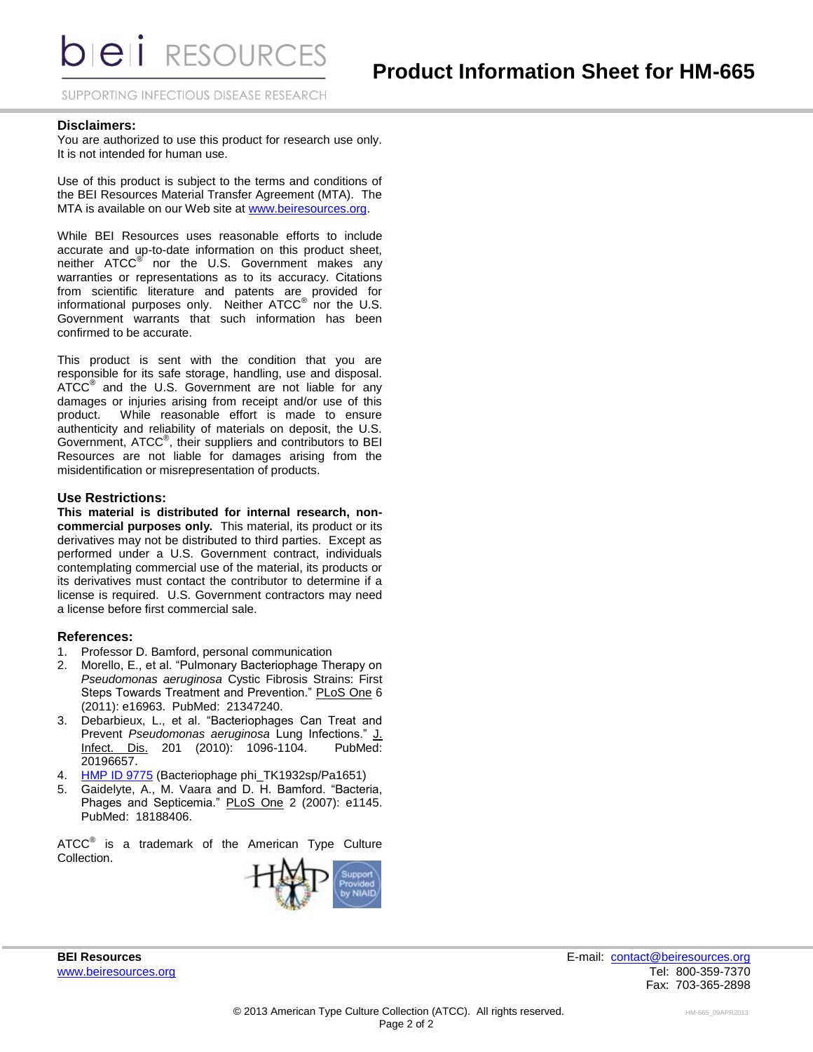# Product Information Sheet for HM-665

## Disclaimers:

You are authorized to use this product for research use only. It is not intended for human use.

Use of this product is subject to the terms and conditions of the BEI Resources Material Transfer Agreement (MTA). The MTA is available on our Web site at www.beiresources.org.

While BEI Resources uses reasonable efforts to include accurate and up-to-date information on this product sheet, neither ATCC® nor the U.S. Government makes any warranties or representations as to its accuracy. Citations from scientific literature and patents are provided for informational purposes only. Neither ATCC® nor the U.S. Government warrants that such information has been confirmed to be accurate.

This product is sent with the condition that you are responsible for its safe storage, handling, use and disposal. ATCC® and the U.S. Government are not liable for any damages or injuries arising from receipt and/or use of this product. While reasonable effort is made to ensure authenticity and reliability of materials on deposit, the U.S. Government, ATCC®, their suppliers and contributors to BEI Resources are not liable for damages arising from the misidentification or misrepresentation of products.

## Use Restrictions:

**This material is distributed for internal research, non-commercial purposes only.** This material, its product or its derivatives may not be distributed to third parties. Except as performed under a U.S. Government contract, individuals contemplating commercial use of the material, its products or its derivatives must contact the contributor to determine if a license is required. U.S. Government contractors may need a license before first commercial sale.

## References:

1. Professor D. Bamford, personal communication
2. Morello, E., et al. "Pulmonary Bacteriophage Therapy on *Pseudomonas aeruginosa* Cystic Fibrosis Strains: First Steps Towards Treatment and Prevention." PLoS One 6 (2011): e16963. PubMed: 21347240.
3. Debarbieux, L., et al. "Bacteriophages Can Treat and Prevent *Pseudomonas aeruginosa* Lung Infections." J. Infect. Dis. 201 (2010): 1096-1104. PubMed: 20196657.
4. HMP ID 9775 (Bacteriophage phi_TK1932sp/Pa1651)
5. Gaidelyte, A., M. Vaara and D. H. Bamford. "Bacteria, Phages and Septicemia." PLoS One 2 (2007): e1145. PubMed: 18188406.

ATCC® is a trademark of the American Type Culture Collection.

**BEI Resources**
www.beiresources.org

E-mail: contact@beiresources.org
Tel: 800-359-7370
Fax: 703-365-2898

© 2013 American Type Culture Collection (ATCC). All rights reserved.